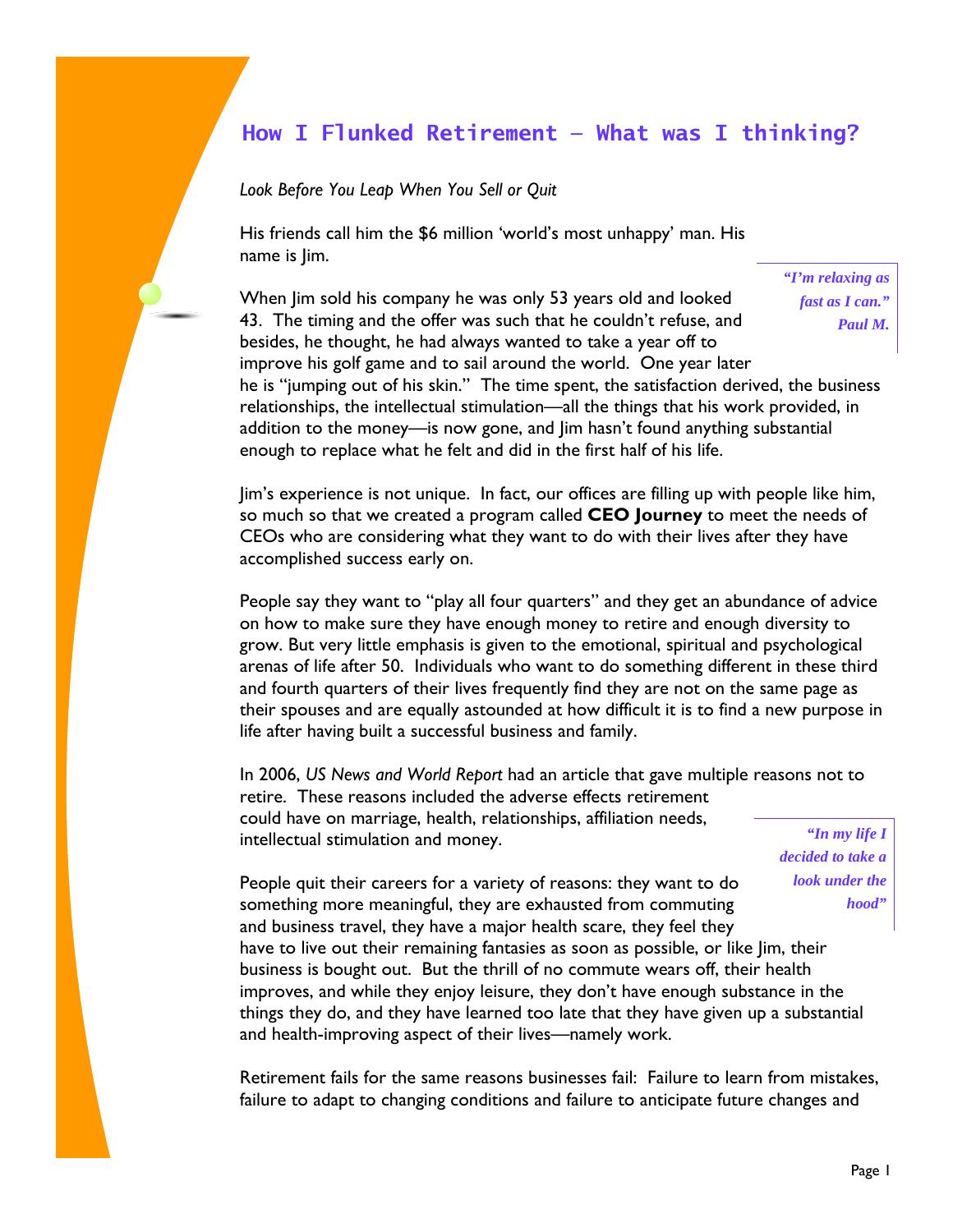# How I Flunked Retirement – What was I thinking?

*Look Before You Leap When You Sell or Quit*

His friends call him the $6 million 'world's most unhappy' man. His name is Jim.

> *"I'm relaxing as fast as I can."*
> *Paul M.*

When Jim sold his company he was only 53 years old and looked 43. The timing and the offer was such that he couldn't refuse, and besides, he thought, he had always wanted to take a year off to improve his golf game and to sail around the world. One year later he is "jumping out of his skin." The time spent, the satisfaction derived, the business relationships, the intellectual stimulation—all the things that his work provided, in addition to the money—is now gone, and Jim hasn't found anything substantial enough to replace what he felt and did in the first half of his life.

Jim's experience is not unique. In fact, our offices are filling up with people like him, so much so that we created a program called **CEO Journey** to meet the needs of CEOs who are considering what they want to do with their lives after they have accomplished success early on.

People say they want to "play all four quarters" and they get an abundance of advice on how to make sure they have enough money to retire and enough diversity to grow. But very little emphasis is given to the emotional, spiritual and psychological arenas of life after 50. Individuals who want to do something different in these third and fourth quarters of their lives frequently find they are not on the same page as their spouses and are equally astounded at how difficult it is to find a new purpose in life after having built a successful business and family.

In 2006, *US News and World Report* had an article that gave multiple reasons not to retire. These reasons included the adverse effects retirement could have on marriage, health, relationships, affiliation needs, intellectual stimulation and money.

> *"In my life I decided to take a look under the hood"*

People quit their careers for a variety of reasons: they want to do something more meaningful, they are exhausted from commuting and business travel, they have a major health scare, they feel they have to live out their remaining fantasies as soon as possible, or like Jim, their business is bought out. But the thrill of no commute wears off, their health improves, and while they enjoy leisure, they don't have enough substance in the things they do, and they have learned too late that they have given up a substantial and health-improving aspect of their lives—namely work.

Retirement fails for the same reasons businesses fail: Failure to learn from mistakes, failure to adapt to changing conditions and failure to anticipate future changes and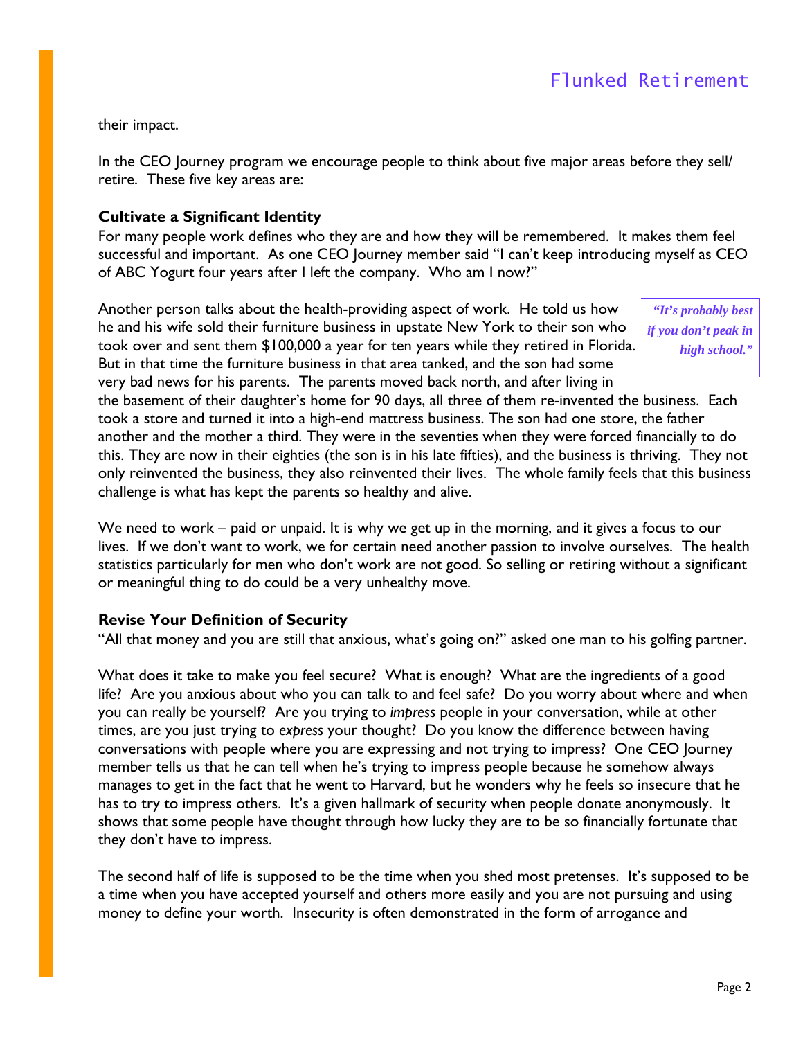their impact.

In the CEO Journey program we encourage people to think about five major areas before they sell/ retire. These five key areas are:

**Cultivate a Significant Identity**

For many people work defines who they are and how they will be remembered. It makes them feel successful and important. As one CEO Journey member said "I can't keep introducing myself as CEO of ABC Yogurt four years after I left the company. Who am I now?"

Another person talks about the health-providing aspect of work. He told us how he and his wife sold their furniture business in upstate New York to their son who took over and sent them $100,000 a year for ten years while they retired in Florida. But in that time the furniture business in that area tanked, and the son had some very bad news for his parents. The parents moved back north, and after living in the basement of their daughter's home for 90 days, all three of them re-invented the business. Each took a store and turned it into a high-end mattress business. The son had one store, the father another and the mother a third. They were in the seventies when they were forced financially to do this. They are now in their eighties (the son is in his late fifties), and the business is thriving. They not only reinvented the business, they also reinvented their lives. The whole family feels that this business challenge is what has kept the parents so healthy and alive.

> ***"It's probably best if you don't peak in high school."***

We need to work – paid or unpaid. It is why we get up in the morning, and it gives a focus to our lives. If we don't want to work, we for certain need another passion to involve ourselves. The health statistics particularly for men who don't work are not good. So selling or retiring without a significant or meaningful thing to do could be a very unhealthy move.

**Revise Your Definition of Security**

"All that money and you are still that anxious, what's going on?" asked one man to his golfing partner.

What does it take to make you feel secure? What is enough? What are the ingredients of a good life? Are you anxious about who you can talk to and feel safe? Do you worry about where and when you can really be yourself? Are you trying to *impress* people in your conversation, while at other times, are you just trying to *express* your thought? Do you know the difference between having conversations with people where you are expressing and not trying to impress? One CEO Journey member tells us that he can tell when he's trying to impress people because he somehow always manages to get in the fact that he went to Harvard, but he wonders why he feels so insecure that he has to try to impress others. It's a given hallmark of security when people donate anonymously. It shows that some people have thought through how lucky they are to be so financially fortunate that they don't have to impress.

The second half of life is supposed to be the time when you shed most pretenses. It's supposed to be a time when you have accepted yourself and others more easily and you are not pursuing and using money to define your worth. Insecurity is often demonstrated in the form of arrogance and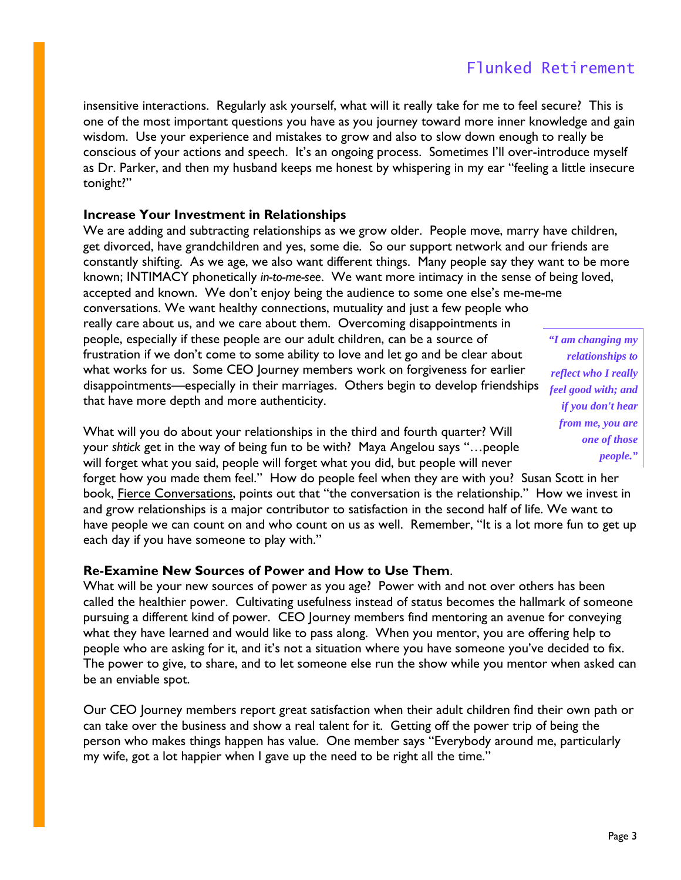insensitive interactions. Regularly ask yourself, what will it really take for me to feel secure? This is one of the most important questions you have as you journey toward more inner knowledge and gain wisdom. Use your experience and mistakes to grow and also to slow down enough to really be conscious of your actions and speech. It's an ongoing process. Sometimes I'll over-introduce myself as Dr. Parker, and then my husband keeps me honest by whispering in my ear "feeling a little insecure tonight?"

**Increase Your Investment in Relationships**

We are adding and subtracting relationships as we grow older. People move, marry have children, get divorced, have grandchildren and yes, some die. So our support network and our friends are constantly shifting. As we age, we also want different things. Many people say they want to be more known; INTIMACY phonetically *in-to-me-see*. We want more intimacy in the sense of being loved, accepted and known. We don't enjoy being the audience to some one else's me-me-me conversations. We want healthy connections, mutuality and just a few people who really care about us, and we care about them. Overcoming disappointments in people, especially if these people are our adult children, can be a source of frustration if we don't come to some ability to love and let go and be clear about what works for us. Some CEO Journey members work on forgiveness for earlier disappointments—especially in their marriages. Others begin to develop friendships that have more depth and more authenticity.

> ***"I am changing my relationships to reflect who I really feel good with; and if you don't hear from me, you are one of those people."***

What will you do about your relationships in the third and fourth quarter? Will your *shtick* get in the way of being fun to be with? Maya Angelou says "…people will forget what you said, people will forget what you did, but people will never forget how you made them feel." How do people feel when they are with you? Susan Scott in her book, <u>Fierce Conversations</u>, points out that "the conversation is the relationship." How we invest in and grow relationships is a major contributor to satisfaction in the second half of life. We want to have people we can count on and who count on us as well. Remember, "It is a lot more fun to get up each day if you have someone to play with."

**Re-Examine New Sources of Power and How to Use Them.**

What will be your new sources of power as you age? Power with and not over others has been called the healthier power. Cultivating usefulness instead of status becomes the hallmark of someone pursuing a different kind of power. CEO Journey members find mentoring an avenue for conveying what they have learned and would like to pass along. When you mentor, you are offering help to people who are asking for it, and it's not a situation where you have someone you've decided to fix. The power to give, to share, and to let someone else run the show while you mentor when asked can be an enviable spot.

Our CEO Journey members report great satisfaction when their adult children find their own path or can take over the business and show a real talent for it. Getting off the power trip of being the person who makes things happen has value. One member says "Everybody around me, particularly my wife, got a lot happier when I gave up the need to be right all the time."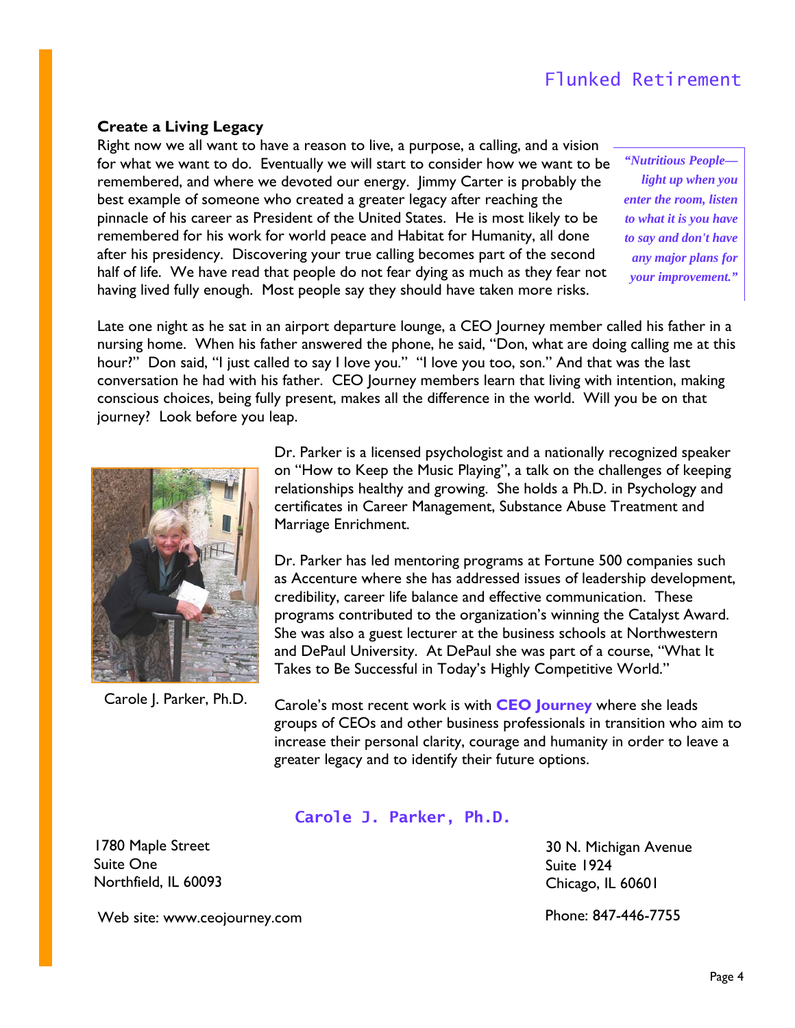## Create a Living Legacy

Right now we all want to have a reason to live, a purpose, a calling, and a vision for what we want to do. Eventually we will start to consider how we want to be remembered, and where we devoted our energy. Jimmy Carter is probably the best example of someone who created a greater legacy after reaching the pinnacle of his career as President of the United States. He is most likely to be remembered for his work for world peace and Habitat for Humanity, all done after his presidency. Discovering your true calling becomes part of the second half of life. We have read that people do not fear dying as much as they fear not having lived fully enough. Most people say they should have taken more risks.

> ***"Nutritious People—light up when you enter the room, listen to what it is you have to say and don't have any major plans for your improvement."***

Late one night as he sat in an airport departure lounge, a CEO Journey member called his father in a nursing home. When his father answered the phone, he said, "Don, what are doing calling me at this hour?" Don said, "I just called to say I love you." "I love you too, son." And that was the last conversation he had with his father. CEO Journey members learn that living with intention, making conscious choices, being fully present, makes all the difference in the world. Will you be on that journey? Look before you leap.

Carole J. Parker, Ph.D.

Dr. Parker is a licensed psychologist and a nationally recognized speaker on "How to Keep the Music Playing", a talk on the challenges of keeping relationships healthy and growing. She holds a Ph.D. in Psychology and certificates in Career Management, Substance Abuse Treatment and Marriage Enrichment.

Dr. Parker has led mentoring programs at Fortune 500 companies such as Accenture where she has addressed issues of leadership development, credibility, career life balance and effective communication. These programs contributed to the organization's winning the Catalyst Award. She was also a guest lecturer at the business schools at Northwestern and DePaul University. At DePaul she was part of a course, "What It Takes to Be Successful in Today's Highly Competitive World."

Carole's most recent work is with **CEO Journey** where she leads groups of CEOs and other business professionals in transition who aim to increase their personal clarity, courage and humanity in order to leave a greater legacy and to identify their future options.

### Carole J. Parker, Ph.D.

1780 Maple Street
Suite One
Northfield, IL 60093

30 N. Michigan Avenue
Suite 1924
Chicago, IL 60601

Web site: www.ceojourney.com

Phone: 847-446-7755